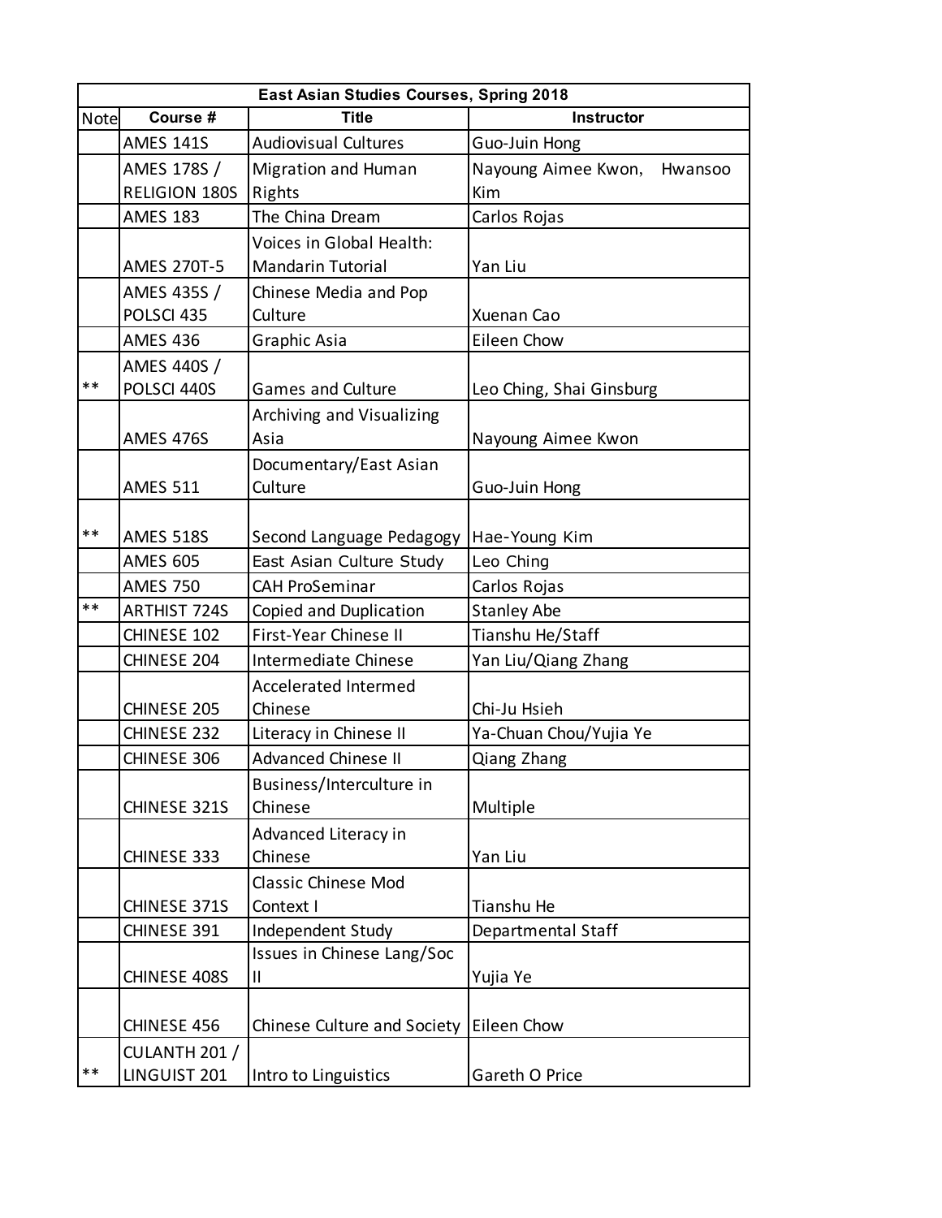| East Asian Studies Courses, Spring 2018 | | | |
|---|---|---|---|
| Note | Course # | Title | Instructor |
| | AMES 141S | Audiovisual Cultures | Guo-Juin Hong |
| | AMES 178S / RELIGION 180S | Migration and Human Rights | Nayoung Aimee Kwon, Hwansoo Kim |
| | AMES 183 | The China Dream | Carlos Rojas |
| | AMES 270T-5 | Voices in Global Health: Mandarin Tutorial | Yan Liu |
| | AMES 435S / POLSCI 435 | Chinese Media and Pop Culture | Xuenan Cao |
| | AMES 436 | Graphic Asia | Eileen Chow |
| ** | AMES 440S / POLSCI 440S | Games and Culture | Leo Ching, Shai Ginsburg |
| | AMES 476S | Archiving and Visualizing Asia | Nayoung Aimee Kwon |
| | AMES 511 | Documentary/East Asian Culture | Guo-Juin Hong |
| ** | AMES 518S | Second Language Pedagogy | Hae-Young Kim |
| | AMES 605 | East Asian Culture Study | Leo Ching |
| | AMES 750 | CAH ProSeminar | Carlos Rojas |
| ** | ARTHIST 724S | Copied and Duplication | Stanley Abe |
| | CHINESE 102 | First-Year Chinese II | Tianshu He/Staff |
| | CHINESE 204 | Intermediate Chinese | Yan Liu/Qiang Zhang |
| | CHINESE 205 | Accelerated Intermed Chinese | Chi-Ju Hsieh |
| | CHINESE 232 | Literacy in Chinese II | Ya-Chuan Chou/Yujia Ye |
| | CHINESE 306 | Advanced Chinese II | Qiang Zhang |
| | CHINESE 321S | Business/Interculture in Chinese | Multiple |
| | CHINESE 333 | Advanced Literacy in Chinese | Yan Liu |
| | CHINESE 371S | Classic Chinese Mod Context I | Tianshu He |
| | CHINESE 391 | Independent Study | Departmental Staff |
| | CHINESE 408S | Issues in Chinese Lang/Soc II | Yujia Ye |
| | CHINESE 456 | Chinese Culture and Society | Eileen Chow |
| ** | CULANTH 201 / LINGUIST 201 | Intro to Linguistics | Gareth O Price |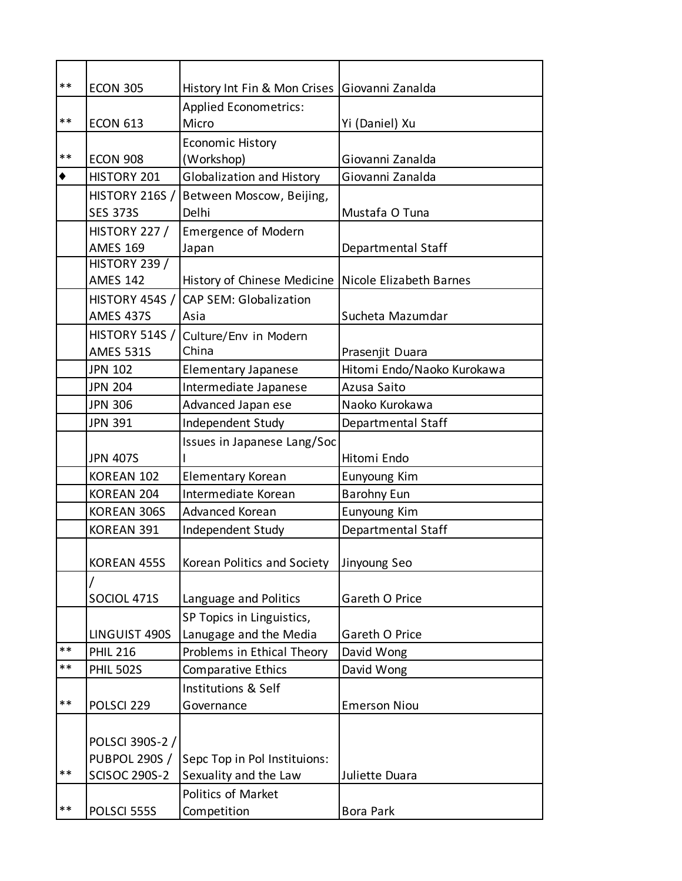| | | | |
|---|---|---|---|
| ** | ECON 305 | History Int Fin & Mon Crises | Giovanni Zanalda |
| ** | ECON 613 | Applied Econometrics: Micro | Yi (Daniel) Xu |
| ** | ECON 908 | Economic History (Workshop) | Giovanni Zanalda |
| ♦ | HISTORY 201 | Globalization and History | Giovanni Zanalda |
| | HISTORY 216S / SES 373S | Between Moscow, Beijing, Delhi | Mustafa O Tuna |
| | HISTORY 227 / AMES 169 | Emergence of Modern Japan | Departmental Staff |
| | HISTORY 239 / AMES 142 | History of Chinese Medicine | Nicole Elizabeth Barnes |
| | HISTORY 454S / AMES 437S | CAP SEM: Globalization Asia | Sucheta Mazumdar |
| | HISTORY 514S / AMES 531S | Culture/Env in Modern China | Prasenjit Duara |
| | JPN 102 | Elementary Japanese | Hitomi Endo/Naoko Kurokawa |
| | JPN 204 | Intermediate Japanese | Azusa Saito |
| | JPN 306 | Advanced Japan ese | Naoko Kurokawa |
| | JPN 391 | Independent Study | Departmental Staff |
| | JPN 407S | Issues in Japanese Lang/Soc I | Hitomi Endo |
| | KOREAN 102 | Elementary Korean | Eunyoung Kim |
| | KOREAN 204 | Intermediate Korean | Barohny Eun |
| | KOREAN 306S | Advanced Korean | Eunyoung Kim |
| | KOREAN 391 | Independent Study | Departmental Staff |
| | KOREAN 455S | Korean Politics and Society | Jinyoung Seo |
| | / SOCIOL 471S | Language and Politics | Gareth O Price |
| | LINGUIST 490S | SP Topics in Linguistics, Lanugage and the Media | Gareth O Price |
| ** | PHIL 216 | Problems in Ethical Theory | David Wong |
| ** | PHIL 502S | Comparative Ethics | David Wong |
| ** | POLSCI 229 | Institutions & Self Governance | Emerson Niou |
| ** | POLSCI 390S-2 / PUBPOL 290S / SCISOC 290S-2 | Sepc Top in Pol Instituions: Sexuality and the Law | Juliette Duara |
| ** | POLSCI 555S | Politics of Market Competition | Bora Park |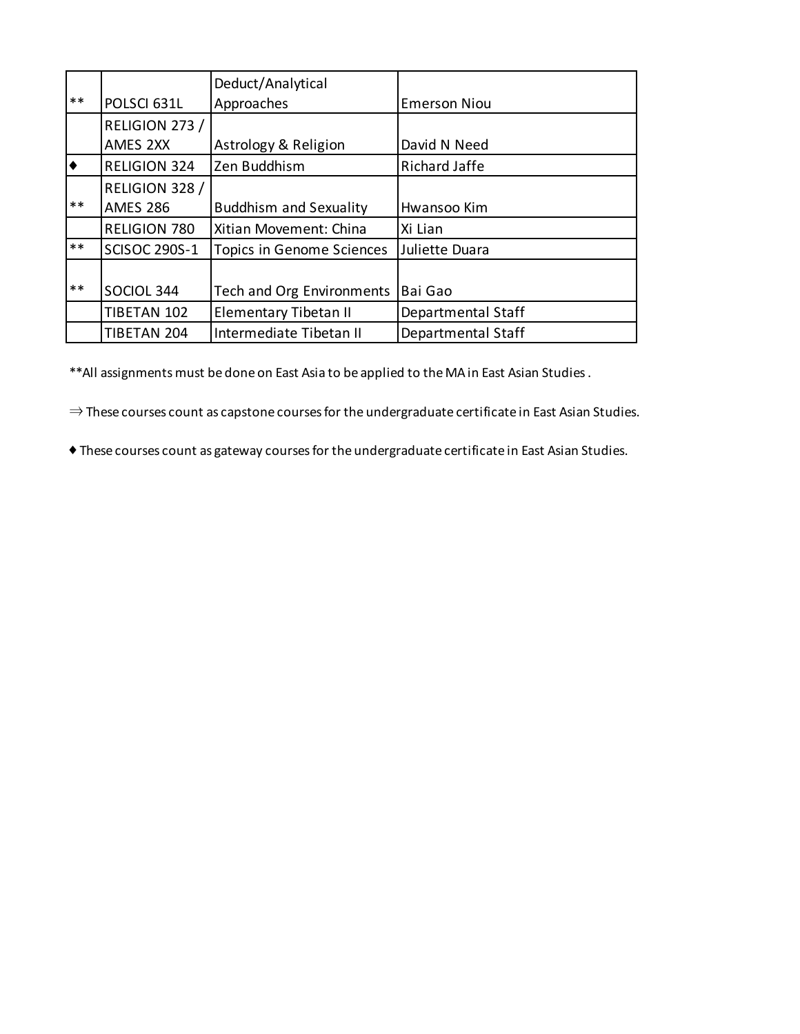| | | | |
|---|---|---|---|
| ** | POLSCI 631L | Deduct/Analytical Approaches | Emerson Niou |
| | RELIGION 273 / AMES 2XX | Astrology & Religion | David N Need |
| ♦ | RELIGION 324 | Zen Buddhism | Richard Jaffe |
| ** | RELIGION 328 / AMES 286 | Buddhism and Sexuality | Hwansoo Kim |
| | RELIGION 780 | Xitian Movement: China | Xi Lian |
| ** | SCISOC 290S-1 | Topics in Genome Sciences | Juliette Duara |
| ** | SOCIOL 344 | Tech and Org Environments | Bai Gao |
| | TIBETAN 102 | Elementary Tibetan II | Departmental Staff |
| | TIBETAN 204 | Intermediate Tibetan II | Departmental Staff |

**All assignments must be done on East Asia to be applied to the MA in East Asian Studies .

⇒ These courses count as capstone courses for the undergraduate certificate in East Asian Studies.

♦ These courses count as gateway courses for the undergraduate certificate in East Asian Studies.